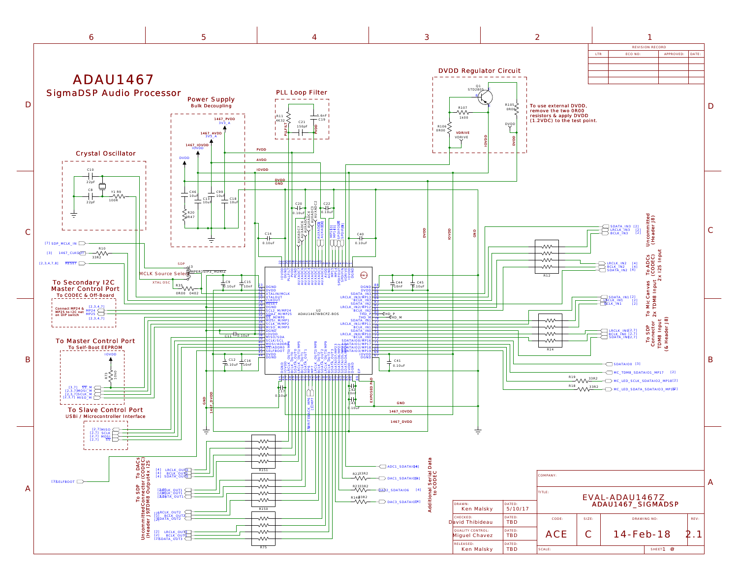# ADAU1467

## SigmaDSP Audio Processor

### Power Supply
Bulk Decoupling

1467_PVDD 3V3_A
1467_AVDD 3V3_A
1467_IOVDD IOVDD
DVDD

C46 10uF, C13 10uF, C99 10uF, C18 10uF, R20 0R47

### PLL Loop Filter

R11 4K32, C21 150pF, C19 5.6nF, PLLFILT, PVDD

### DVDD Regulator Circuit

Q1 STD2805, R107 1k00, R106 0R00, R105 0R00, VDRIVE, IOVDD, DVDD

To use external DVDD, remove the two 0R00 resistors & apply DVDD (1.2VDC) to the test point.

### Crystal Oscillator

C10 22pF, C8 22pF, Y1, R9 100R

[7] SDP_MCLK_IN
[3] 1467_CLKOUT — R10 33R2
[2,3,4,7,8] RESET

SDP, J3 JUMPER2_STP3_HORIZ, MCLK Source Select, XTAL OSC, R35 0R00 0402

### To Secondary I2C Master Control Port
To CODEC & Off-Board

Connect MP24 & MP25 to I2C net on DIP switch — MP24, MP25 [2,3,4,7]

### To Master Control Port
To Self-Boot EEPROM

IOVDD, R73 10K0
[3,7] SS_M, [2,3,7] MOSI_M, [2,3,7] SCLK_M, [2,3,7] MISO_M

### To Slave Control Port
USBi / Microcontroller Interface

[2,7] MISO, [2,7] SCLK, [2,7] MOSI, [2,7] SS

[3] SELFBOOT

U2 ADAU1467WBCPZ-BOS

Left pins: 23 DGND, 24 DVDD, 25 XTALIN/MCLK, 26 XTALOUT, 27 CLKOUT, 28 RESET, 29 DGND, 30 SCL2_M/MP24, 31 SDA2_M/MP25, 32 SS_M/MP0, 33 MOSI_M/MP1, 34 SCLK_M/MP2, 35 MISO_M/MP3, 36 DGND, 37 IOVDD, 38 MISO/SDA, 39 SCLK/SCL, 40 MOSI/ADDR1, 41 SS/ADDR0, 42 SELFBOOT, 43 DVDD, 44 DGND

Right pins: 88 DGND, 87 DVDD, 86 SDATA_IN3, 85 LRCLK_IN3/MP13, 84 BCLK_IN3, 83 SDATA_IN2, 82 LRCLK_IN2/MP12, 81 BCLK_IN2, 80 THD_P, 79 THD_M, 78 SDATA_IN1, 77 LRCLK_IN1/MP11, 76 BCLK_IN1, 75 SDATA_IN0, 74 LRCLK_IN0/MP10, 73 BCLK_IN0, 72 SDATAIO0/MP16, 71 SDATAIO1/MP17, 70 SDATAIO2/MP18, 69 SDATAIO3/MP19, 68 IOVDD, 67 DGND

Top pins: IOVDD, DGND, PLLFILT, PVDD, PGND, AUXADC7…AUXADC0, AVDD, AGND, MP15, MP14, SPDIFOUT, SPDIFIN, VDRIVE, DVDD, DGND

Bottom pins: DGND, IOVDD, BCLK_OUT0, LRCLK_OUT0/MP4, SDATA_OUT0, BCLK_OUT1, LRCLK_OUT1/MP5, SDATA_OUT1, MP6, MP7, BCLK_OUT2, LRCLK_OUT2/MP8, SDATA_OUT2, BCLK_OUT3, LRCLK_OUT3/MP9, SDATA_OUT3, SDATAIO4/MP20, SDATAIO5/MP21, SDATAIO6/MP22, SDATAIO7/MP23, IOVDD, DVDD, DGND, EP

Capacitors: C20 0.10uF, C22 0.10uF, C14 0.10uF, C40 0.10uF, C9 0.10uF, C15 10nF, C11 0.10uF, C12 0.10uF, C16 10nF, C44 10nF, C45 0.10uF, C41 0.10uF, C17 0.10uF, C42 10nF, C43 0.10uF

Nets: PVDD, AVDD, IOVDD, DVDD, GND, 1467_IOVDD, 1467_DVDD, EXPOSED PAD, PIN 1

### Uncommitted (Header J8)
SDATA_IN3 [2], LRCLK_IN3 [2], BCLK_IN3 [2]

### To ADCs (CODEC) 2x I2S Input
R12 — LRCLK_IN2 [4], BCLK_IN2 [4], SDATA_IN2 [4]

### To Mic Canvas 2x TDM8 Input
SDATA_IN1 [2], LRCLK_IN1 [2], BCLK_IN1 [2]

### To SDP Connector TDM8 Input (& Header J8)
R14 — LRCLK_IN0 [2,7], BCLK_IN0 [2,7], SDATA_IN0 [2,7]

SDATAIO0 [3]
MC_TDM8_SDATAIO1_MP17 [2]
R19 33R2 — MC_LED_SCLK_SDATAIO2_MP18 [2]
R18 33R2 — MC_LED_SDATA_SDATAIO3_MP19 [2]

MP6 [3], MP7 [3], WRITEBACK

### To DACs (CODEC) 4x I2S Output
R151 — [4] LRCLK_OUT0, [4] BCLK_OUT0, [4] SDATA_OUT0

### To SDP Connector TDM8 Output (Header J9)
R150 — [2,7] BCLK_OUT1, [2,7] LRCLK_OUT1, [2,7] SDATA_OUT1

### Uncommitted (Header J9)
[2] LRCLK_OUT2, [2] BCLK_OUT2, [2] SDATA_OUT2
R75 — [2] LRCLK_OUT3, [2] BCLK_OUT3, [2] SDATA_OUT3

### Additional Serial Data to CODEC
ADC1_SDATAIO4 [4]
R22 33R2 — DAC1_SDATAIO5 [4]
R23 33R2 — DAC2_SDATAIO6 [4]
R148 33R2 — DAC3_SDATAIO7 [4]

| REVISION RECORD | | | |
|---|---|---|---|
| LTR | ECO NO: | APPROVED: | DATE: |

| | | | | |
|---|---|---|---|---|
| DRAWN: Ken Malsky | DATED: 5/10/17 | COMPANY: | | |
| CHECKED: David Thibideau | DATED: TBD | TITLE: EVAL-ADAU1467Z ADAU1467_SIGMADSP | | |
| QUALITY CONTROL: Miguel Chavez | DATED: TBD | CODE: ACE | SIZE: C | DRAWING NO: 14-Feb-18 | REV: 2.1 |
| RELEASED: Ken Malsky | DATED: TBD | SCALE: | SHEET 1 of 8 | |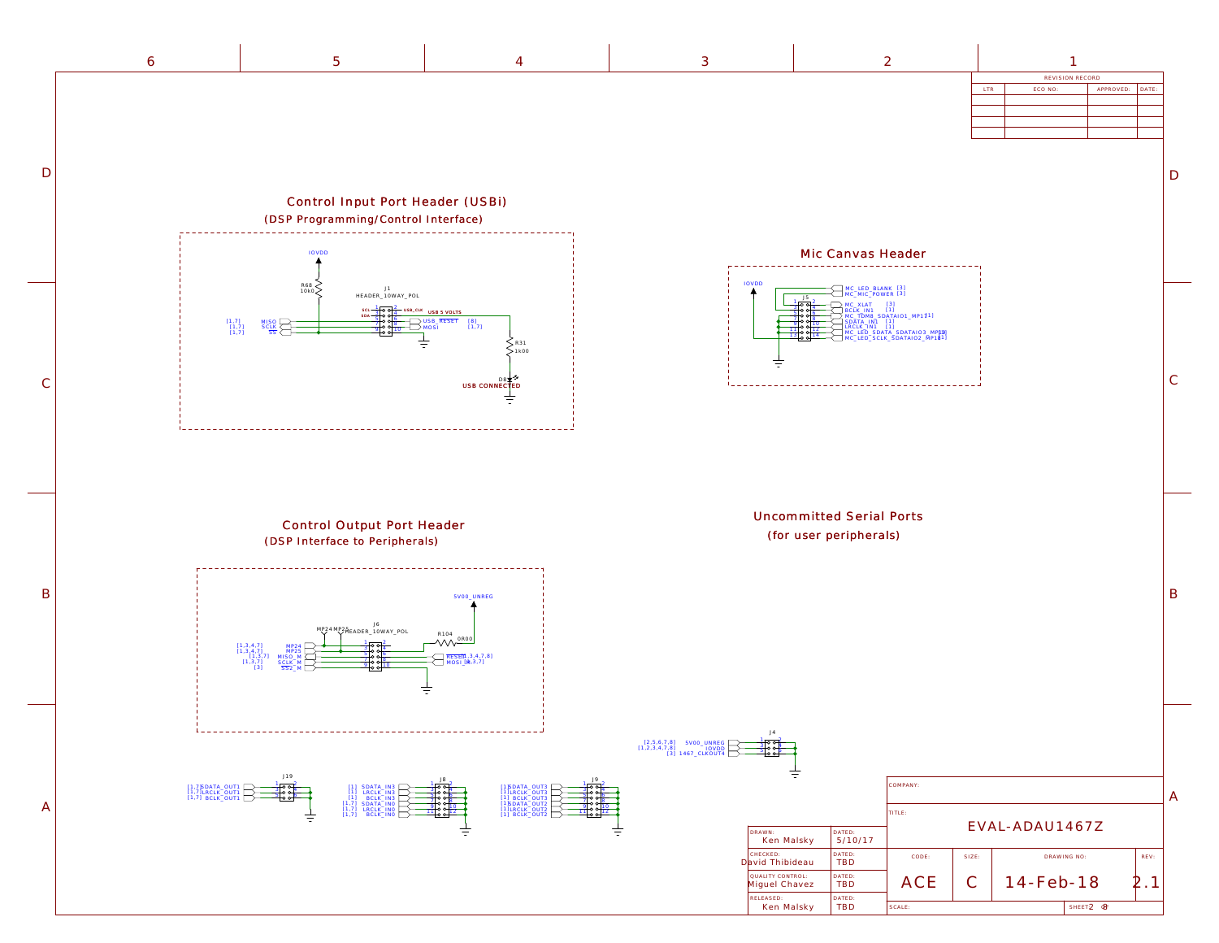## Control Input Port Header (USBi)

(DSP Programming/Control Interface)

IOVDD

R68
10k0

J1
HEADER_10WAY_POL

SCL
SDA
USB_CLK
USB 5 VOLTS

[1,7] MISO
[1,7] SCLK
[1,7] SS

USB_RESET [8]
MOSI [1,7]

R31
1k00

D8
USB CONNECTED

## Mic Canvas Header

IOVDD

J5

MC_LED_BLANK [3]
MC_MIC_POWER [3]
MC_XLAT [3]
BCLK_IN1 [1]
MC_TDM8_SDATAIO1_MP17 [1]
SDATA_IN1 [1]
LRCLK_IN1 [1]
MC_LED_SDATA_SDATAIO3_MP10 [1]
MC_LED_SCLK_SDATAIO2_MP18 [1]

## Control Output Port Header

(DSP Interface to Peripherals)

5V00_UNREG

MP24 MP25

J6
HEADER_10WAY_POL

R104
0R00

[1,3,4,7] MP24
[1,3,4,7] MP25
[1,3,7] MISO_M
[1,3,7] SCLK_M
[3] SS2_M

RESET [1,3,4,7,8]
MOSI_M [1,3,7]

## Uncommitted Serial Ports

(for user peripherals)

J4

[2,5,6,7,8] 5V00_UNREG
[1,2,3,4,7,8] IOVDD
[3] 1467_CLKOUT4

J19

[1,7] SDATA_OUT1
[1,7] LRCLK_OUT1
[1,7] BCLK_OUT1

J8

[1] SDATA_IN3
[1] LRCLK_IN3
[1] BCLK_IN3
[1,7] SDATA_IN0
[1,7] LRCLK_IN0
[1,7] BCLK_IN0

J9

[1] SDATA_OUT3
[1] LRCLK_OUT3
[1] BCLK_OUT3
[1] SDATA_OUT2
[1] LRCLK_OUT2
[1] BCLK_OUT2

| REVISION RECORD | | | |
|---|---|---|---|
| LTR | ECO NO: | APPROVED: | DATE: |
| | | | |

| | | |
|---|---|---|
| DRAWN: Ken Malsky | DATED: 5/10/17 | COMPANY: |
| CHECKED: David Thibideau | DATED: TBD | TITLE: EVAL-ADAU1467Z |
| QUALITY CONTROL: Miguel Chavez | DATED: TBD | CODE: ACE / SIZE: C / DRAWING NO: 14-Feb-18 / REV: 2.1 |
| RELEASED: Ken Malsky | DATED: TBD | SCALE: / SHEET 2 of 8 |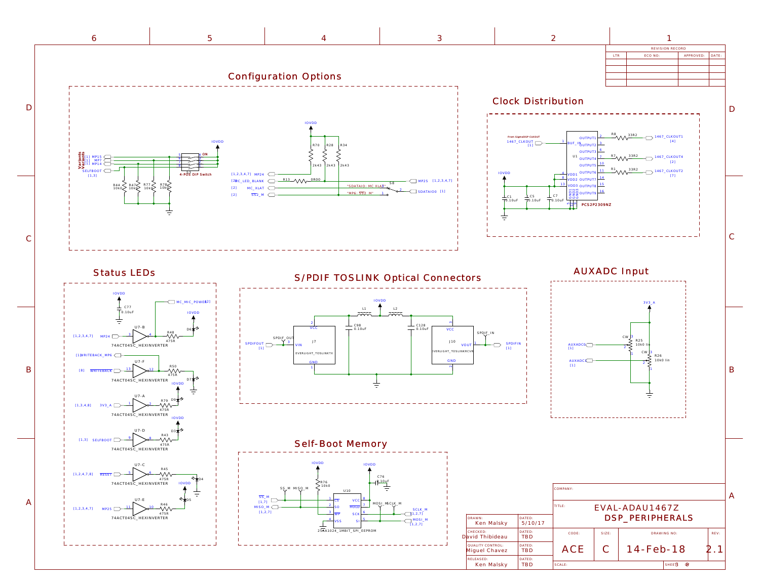## Configuration Options

Variants: [1] MP15, [2] MP7, [1] MP14, SELFBOOT [1,3]

R44 10k0, R47 10k0, R77 10k0, R78 10k0

4-POS DIP Switch (ON)

IOVDD

R70 2k43, R28 2k43, R34 2k43

[1,2,3,4,7] MP24

[2] MC_LED_BLANK — R13 0R00

[2] MC_XLAT

[2] SS2_M

S8: "SDATAIO: MC XLAT" 3, "MP6: SS2_M" 1, 2

MP25 [1,2,3,4,7]

SDATAIO0 [1]

## Clock Distribution

From SigmaDSP CLKOUT

1467_CLKOUT [1] — BUF_IN (1)

U1 PCS2P2309NZ

| Pin | Output |
|---|---|
| 2 | OUTPUT1 — R8 33R2 — 1467_CLKOUT1 [4] |
| 3 | OUTPUT2 |
| 6 | OUTPUT3 |
| 7 | OUTPUT4 — R7 33R2 — 1467_CLKOUT4 [2] |
| 10 | OUTPUT5 |
| 11 | OUTPUT6 — R1 33R2 — 1467_CLKOUT2 [7] |
| 14 | OUTPUT7 |
| 15 | OUTPUT8 |
| 16 | OUTPUT9 |

VDD1 (4), VDD2 (8), VDD3 (13), GND1, GND2, GND3 (5, 9, 12)

IOVDD — C1 0.10uF, C5 0.10uF, C7 0.10uF

## Status LEDs

IOVDD — C77 0.10uF

MC_MIC_POWER [2]

| Input | Gate | Resistor | LED |
|---|---|---|---|
| [1,2,3,4,7] MP24 | U7-B 74ACT04SC_HEXINVERTER (3→4) | R48 475R | D6 |
| [1] WRITEBACK_MP6 / [8] WRITEBACK | U7-F 74ACT04SC_HEXINVERTER (13→12) | R50 475R | D7 |
| [1,3,4,8] 3V3_A | U7-A 74ACT04SC_HEXINVERTER (1→2) | R79 475R | D9 |
| [1,3] SELFBOOT | U7-D 74ACT04SC_HEXINVERTER (9→8) | R43 475R | D3 |
| [1,2,4,7,8] RESET | U7-C 74ACT04SC_HEXINVERTER (5→6) | R45 475R | D4 |
| [1,2,3,4,7] MP25 | U7-E 74ACT04SC_HEXINVERTER (11→10) | R46 475R | D5 |

## S/PDIF TOSLINK Optical Connectors

IOVDD — L1, L2, C98 0.10uF, C128 0.10uF

SPDIFOUT [1] — SPDIF_OUT — J7 EVERLIGHT_TOSLINKTX (VIN 3, VCC 2, GND 1)

J10 EVERLIGHT_TOSLINKRCVR (VCC 3, VOUT 1, GND 2) — SPDIF_IN — SPDIFIN [1]

## AUXADC Input

3V3_A

AUXADC0 [1] — R25 10k0 lin (CW)

AUXADC1 [1] — R26 10k0 lin (CW)

## Self-Boot Memory

IOVDD — R76 10k0

IOVDD — C76 0.10uF

U10 25AA1024_1MBIT_SPI_EEPROM

| Pin | Name | Pin | Name |
|---|---|---|---|
| 1 | CS | 8 | VCC |
| 2 | SO | 7 | HOLD |
| 3 | WP | 6 | SCK |
| 4 | VSS | 5 | SI |

SS_M [1,7], MISO_M [1,2,7], MOSI_M, SCLK_M

SCLK_M [1,2,7], MOSI_M [1,2,7]

| DRAWN: Ken Malsky | DATED: 5/10/17 |
|---|---|
| CHECKED: David Thibideau | DATED: TBD |
| QUALITY CONTROL: Miguel Chavez | DATED: TBD |
| RELEASED: Ken Malsky | DATED: TBD |

COMPANY:

TITLE: EVAL-ADAU1467Z DSP_PERIPHERALS

| CODE: | SIZE: | DRAWING NO: | REV: |
|---|---|---|---|
| ACE | C | 14-Feb-18 | 2.1 |

SCALE: SHEET 3 of 8

REVISION RECORD

| LTR | ECO NO: | APPROVED: | DATE: |
|---|---|---|---|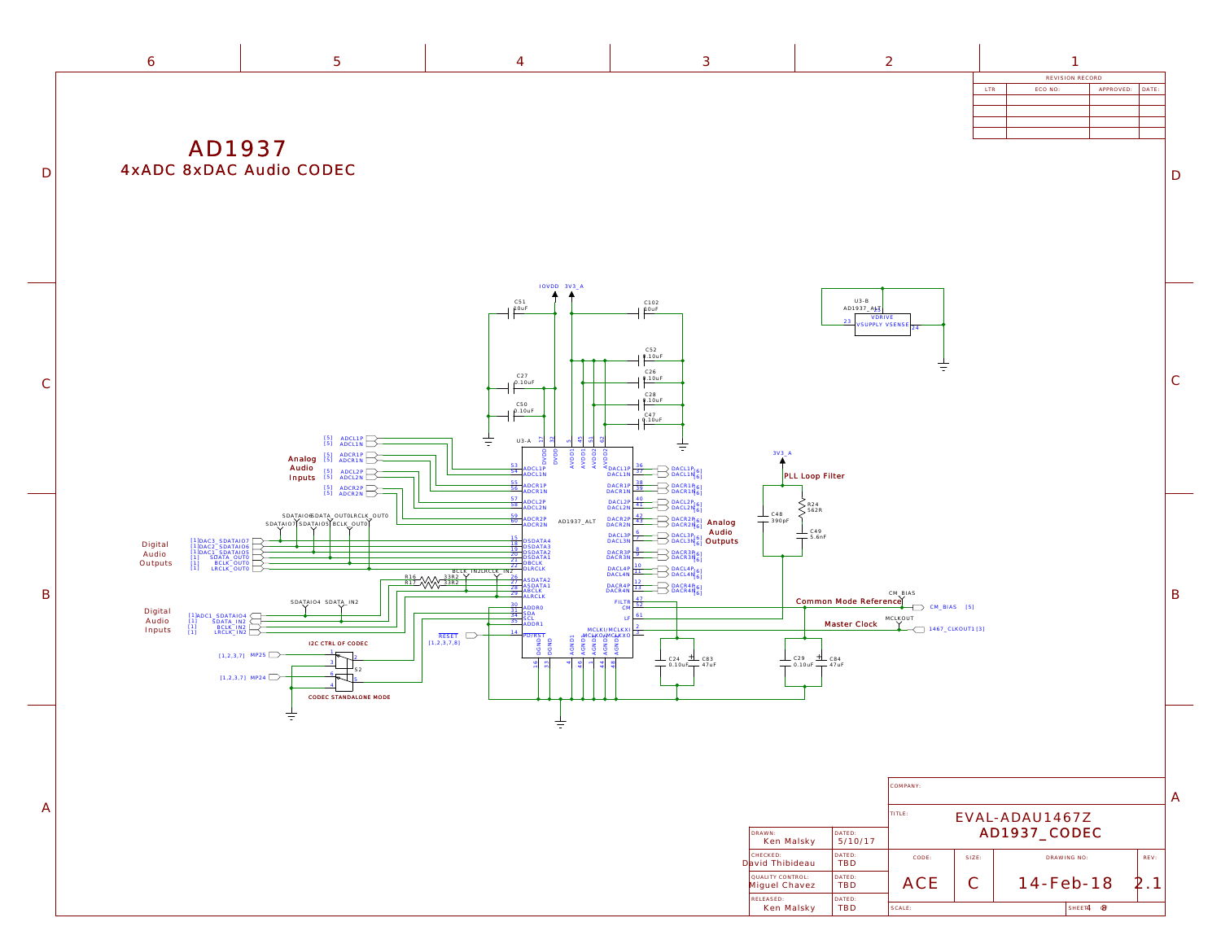# AD1937

## 4xADC 8xDAC Audio CODEC

**Analog Audio Inputs**

- [5] ADCL1P
- [5] ADCL1N
- [5] ADCR1P
- [5] ADCR1N
- [5] ADCL2P
- [5] ADCL2N
- [5] ADCR2P
- [5] ADCR2N

**Digital Audio Outputs**

- [1] DAC3_SDATAIO7
- [1] DAC2_SDATAIO6
- [1] DAC1_SDATAIO5
- [1] SDATA_OUT0
- [1] BCLK_OUT0
- [1] LRCLK_OUT0

**Digital Audio Inputs**

- [1] ADC1_SDATAIO4
- [1] SDATA_IN2
- [1] BCLK_IN2
- [1] LRCLK_IN2

**Analog Audio Outputs**

- DACL1P [6], DACL1N [6]
- DACR1P [6], DACR1N [6]
- DACL2P [6], DACL2N [6]
- DACR2P [6], DACR2N [6]
- DACL3P [6], DACL3N [6]
- DACR3P [6], DACR3N [6]
- DACL4P [6], DACL4N [6]
- DACR4P [6], DACR4N [6]

**PLL Loop Filter**: C48 390pF, R24 562R, C49 5.6nF

**Common Mode Reference**: CM_BIAS [5]

**Master Clock**: MCLKOUT, 1467_CLKOUT1 [3]

**I2C CTRL OF CODEC** / **CODEC STANDALONE MODE**: S2, MP25 [1,2,3,7], MP24 [1,2,3,7]

RESET [1,2,3,7,8]

U3-A AD1937_ALT; U3-B AD1937_ALT (VDRIVE, VSUPPLY, VSENSE)

Supplies: IOVDD, 3V3_A

Capacitors: C51 10uF, C102 10uF, C27 0.10uF, C50 0.10uF, C52 0.10uF, C26 0.10uF, C28 0.10uF, C47 0.10uF, C24 0.10uF, C83 47uF, C29 0.10uF, C84 47uF

Resistors: R16 33R2, R17 33R2

| DRAWN: | DATED: |
|---|---|
| Ken Malsky | 5/10/17 |
| CHECKED: David Thibideau | TBD |
| QUALITY CONTROL: Miguel Chavez | TBD |
| RELEASED: Ken Malsky | TBD |

| COMPANY: | | | |
|---|---|---|---|
| TITLE: EVAL-ADAU1467Z AD1937_CODEC | | | |
| CODE: ACE | SIZE: C | DRAWING NO: 14-Feb-18 | REV: 2.1 |
| SCALE: | | SHEET 4 OF 8 | |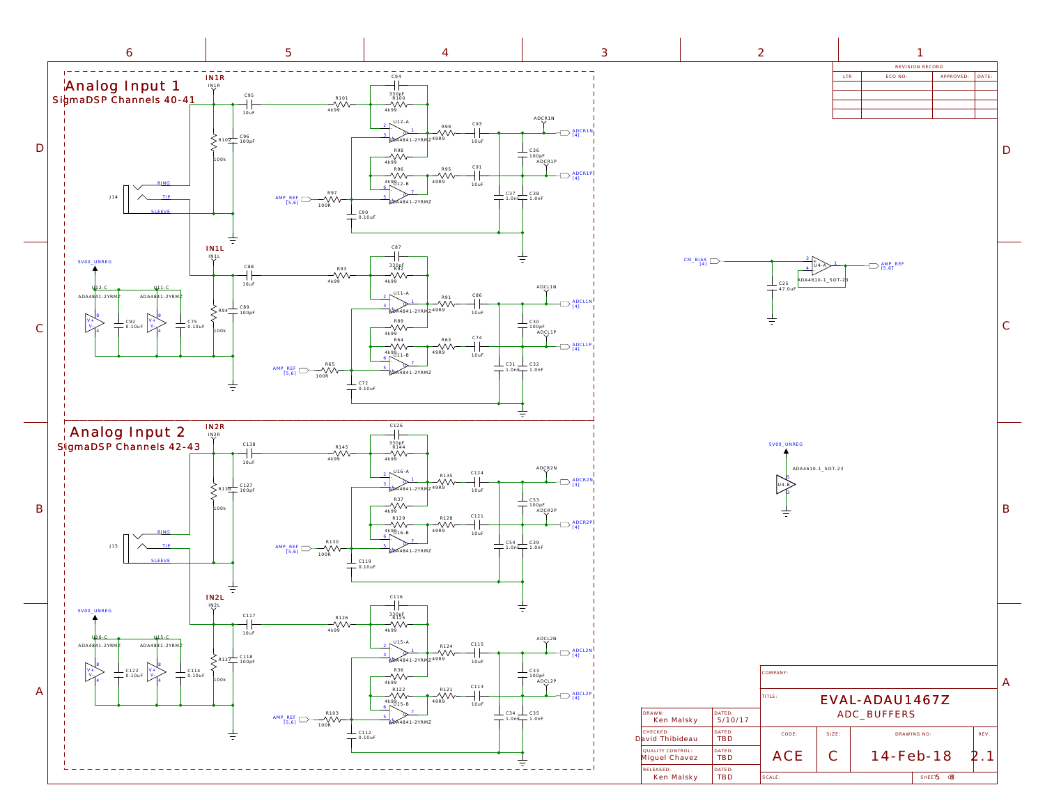# Analog Input 1

SigmaDSP Channels 40-41

IN1R

IN1L

J14

RING

TIP

SLEEVE

C95 10uF
R102 100k
C96 100pF
R101 4k99
C94 330pF
R100 4k99
U12-A ADA4841-2YRMZ
R99 49R9
C93 10uF
ADCR1N
ADCR1N [4]
C36 100pF
R98 4k99
R96 4k99
U12-B ADA4841-2YRMZ
R95 49R9
C91 10uF
ADCR1P
ADCR1P [4]
C37 1.0nF
C38 1.0nF
AMP_REF [5,6]
R97 100R
C90 0.10uF

5V00_UNREG

U12-C ADA4841-2YRMZ
U11-C ADA4841-2YRMZ
C92 0.10uF
C75 0.10uF

C88 10uF
R94 100k
C89 100pF
R93 4k99
C87 330pF
R92 4k99
U11-A ADA4841-2YRMZ
R91 49R9
C86 10uF
ADCL1N
ADCL1N [4]
C30 100pF
R89 4k99
R64 4k99
U11-B ADA4841-2YRMZ
R63 49R9
C74 10uF
ADCL1P
ADCL1P [4]
C31 1.0nF
C32 1.0nF
AMP_REF [5,6]
R65 100R
C72 0.10uF

# Analog Input 2

SigmaDSP Channels 42-43

IN2R

IN2L

J15

RING

TIP

SLEEVE

C138 10uF
R136 100k
C127 100pF
R145 4k99
C126 330pF
R144 4k99
U16-A ADA4841-2YRMZ
R135 49R9
C124 10uF
ADCR2N
ADCR2N [4]
C53 100pF
R37 4k99
R129 4k99
U16-B ADA4841-2YRMZ
R128 49R9
C121 10uF
ADCR2P
ADCR2P [4]
C54 1.0nF
C39 1.0nF
AMP_REF [5,6]
R130 100R
C119 0.10uF

5V00_UNREG

U16-C ADA4841-2YRMZ
U15-C ADA4841-2YRMZ
C122 0.10uF
C114 0.10uF

C117 10uF
R127 100k
C118 100pF
R126 4k99
C116 330pF
R125 4k99
U15-A ADA4841-2YRMZ
R124 49R9
C115 10uF
ADCL2N
ADCL2N [4]
C33 100pF
R36 4k99
R122 4k99
U15-B ADA4841-2YRMZ
R121 49R9
C113 10uF
ADCL2P
ADCL2P [4]
C34 1.0nF
C35 1.0nF
AMP_REF [5,6]
R103 100R
C112 0.10uF

CM_BIAS [4]
C25 47.0uF
U4-A ADA4610-1_SOT-23
AMP_REF [5,6]

5V00_UNREG
ADA4610-1_SOT-23
U4-B

| REVISION RECORD | | | |
|---|---|---|---|
| LTR | ECO NO: | APPROVED: | DATE: |
| | | | |

| | | | | | |
|---|---|---|---|---|---|
| DRAWN: Ken Malsky | DATED: 5/10/17 | COMPANY: | | | |
| CHECKED: David Thibideau | DATED: TBD | TITLE: EVAL-ADAU1467Z ADC_BUFFERS | | | |
| QUALITY CONTROL: Miguel Chavez | DATED: TBD | CODE: ACE | SIZE: C | DRAWING NO: 14-Feb-18 | REV: 2.1 |
| RELEASED: Ken Malsky | DATED: TBD | SCALE: | | SHEET 5 of 8 | |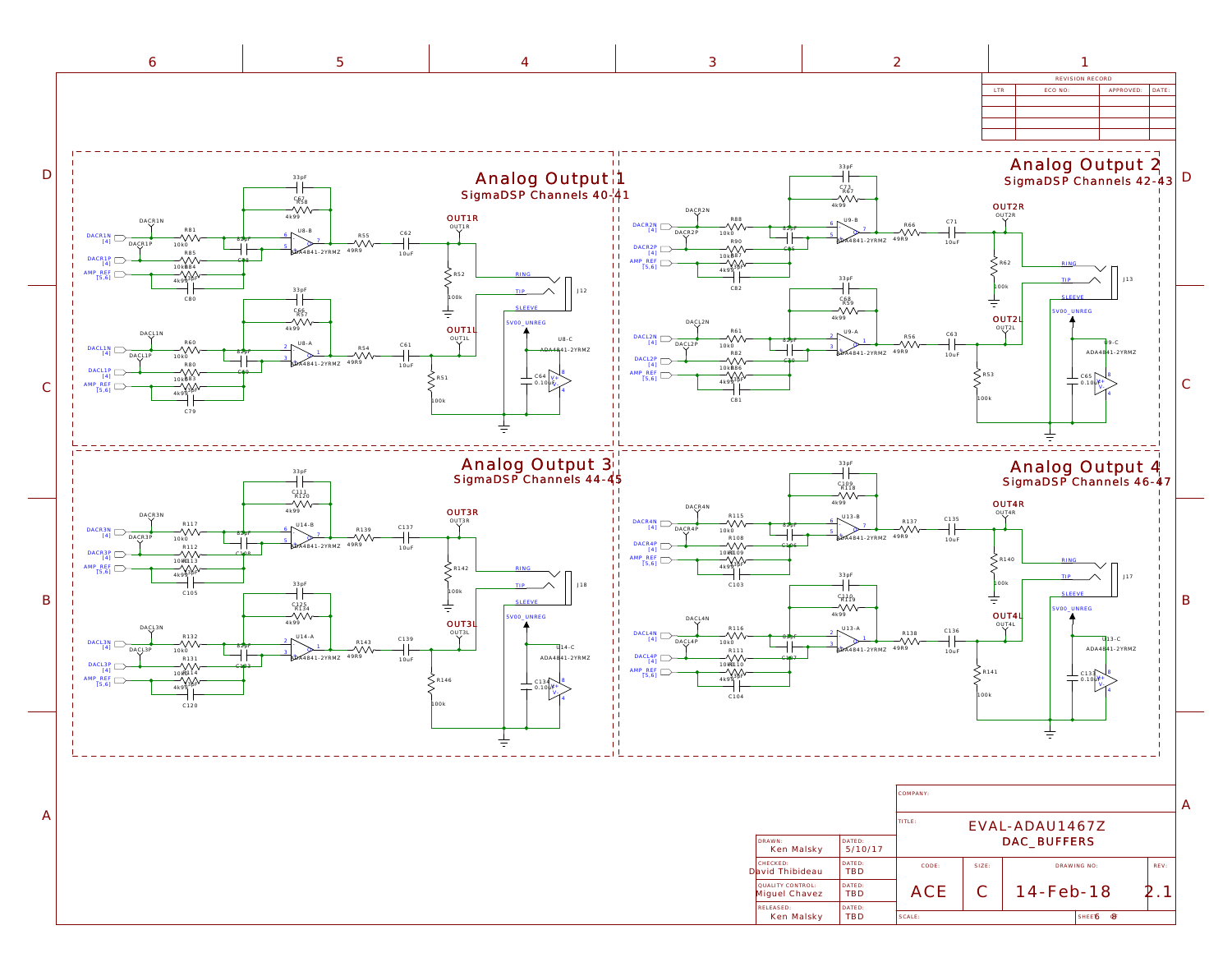## Analog Output 1

SigmaDSP Channels 40-41

## Analog Output 2

SigmaDSP Channels 42-43

## Analog Output 3

SigmaDSP Channels 44-45

## Analog Output 4

SigmaDSP Channels 46-47

| REVISION RECORD | | | |
|---|---|---|---|
| LTR | ECO NO: | APPROVED: | DATE: |
| | | | |

| | |
|---|---|
| COMPANY: | |
| TITLE: | EVAL-ADAU1467Z DAC_BUFFERS |
| DRAWN: Ken Malsky | DATED: 5/10/17 |
| CHECKED: David Thibideau | DATED: TBD |
| QUALITY CONTROL: Miguel Chavez | DATED: TBD |
| RELEASED: Ken Malsky | DATED: TBD |
| CODE: ACE | SIZE: C |
| DRAWING NO: 14-Feb-18 | REV: 2.1 |
| SCALE: | SHEET 6 of 8 |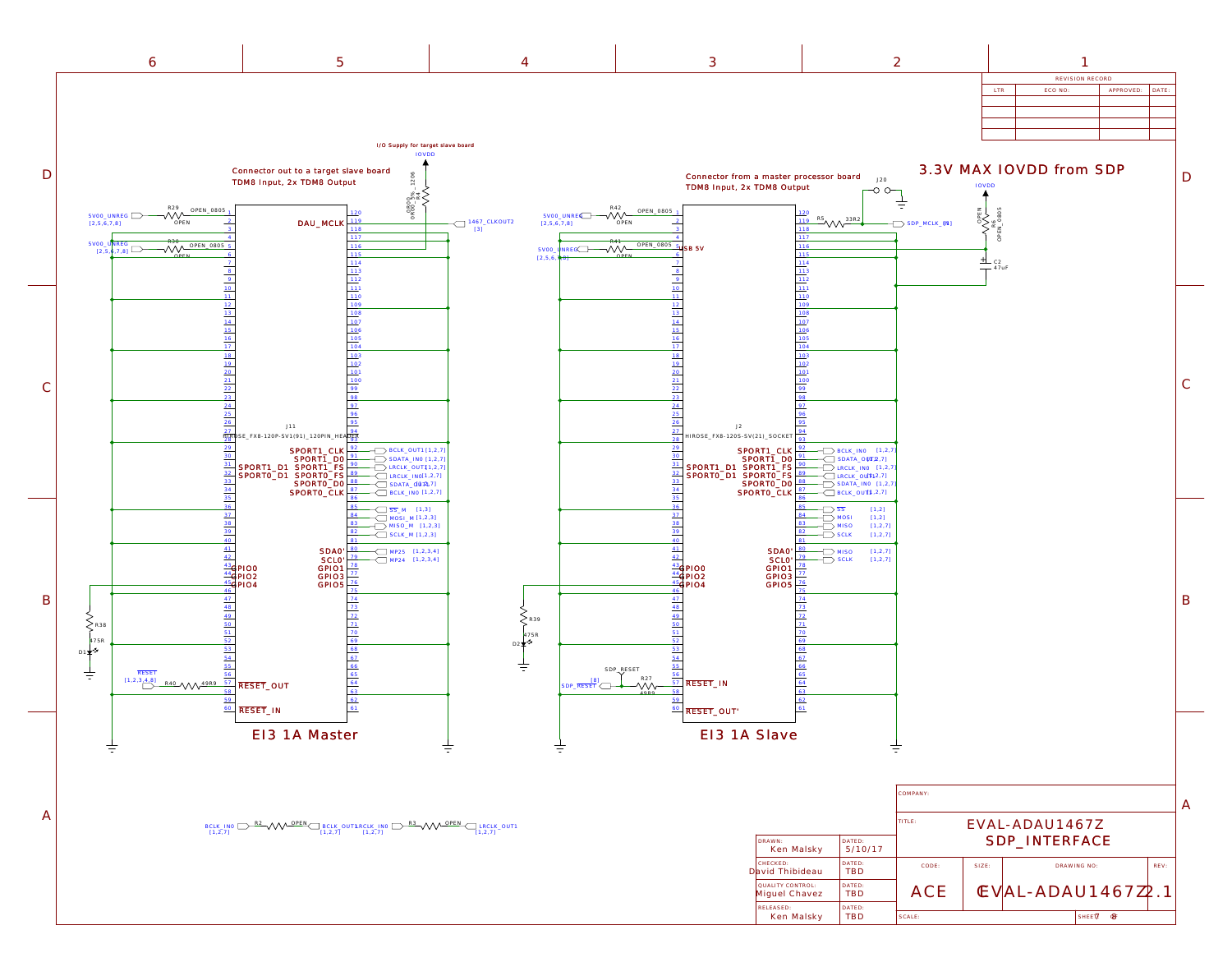# EVAL-ADAU1467Z SDP_INTERFACE

## Connector out to a target slave board

TDM8 Input, 2x TDM8 Output

I/O Supply for target slave board: IOVDD

R4 0R000_1206

J11 HIROSE_FX8-120P-SV1(91)_120PIN_HEADER

- 5V00_UNREG [2,5,6,7,8] — R29 OPEN_0805 (OPEN) — pin 2
- 5V00_UNREG [2,5,6,7,8] — R30 OPEN_0805 (OPEN) — pin 5
- DAU_MCLK (pin 119) — 1467_CLKOUT2 [3]
- SPORT1_CLK (92) — BCLK_OUT1 [1,2,7]
- SPORT1_D0 (91) — SDATA_IN0 [1,2,7]
- SPORT1_D1 (31) / SPORT1_FS (90) — LRCLK_OUT1 [1,2,7]
- SPORT0_D1 (32) / SPORT0_FS (89) — LRCLK_IN0 [1,2,7]
- SPORT0_D0 (88) — SDATA_OUT0 [1,2,7]
- SPORT0_CLK (87) — BCLK_IN0 [1,2,7]
- 85 — SS_M [1,3]
- 84 — MOSI_M [1,2,3]
- 83 — MISO_M [1,2,3]
- 82 — SCLK_M [1,2,3]
- SDA0' (80) — MP25 [1,2,3,4]
- SCL0' (79) — MP24 [1,2,3,4]
- GPIO0 (43), GPIO2 (44), GPIO4 (45); GPIO1 (78), GPIO3 (77), GPIO5 (76)
- R38 475R, D1
- RESET [1,2,3,4,8] — R40 49R9 — RESET_OUT (57)
- RESET_IN (60)

EI3 1A Master

## Connector from a master processor board

TDM8 Input, 2x TDM8 Output

### 3.3V MAX IOVDD from SDP

J2 HIROSE_FX8-120S-SV(21)_SOCKET

- 5V00_UNREG [2,5,6,7,8] — R42 OPEN_0805 (OPEN) — pin 2
- 5V00_UNREG [2,5,6,7,8] — R41 OPEN_0805 (OPEN) — pin 5 (USB 5V)
- J20
- pin 119 — R5 33R2 — SDP_MCLK_IN [4]
- IOVDD — R6 OPEN_0805 (OPEN); C2 47uF
- SPORT1_CLK (92) — BCLK_IN0 [1,2,7]
- SPORT1_D0 (91) — SDATA_OUT0 [1,2,7]
- SPORT1_D1 (31) / SPORT1_FS (90) — LRCLK_IN0 [1,2,7]
- SPORT0_D1 (32) / SPORT0_FS (89) — LRCLK_OUT1 [1,2,7]
- SPORT0_D0 (88) — SDATA_IN0 [1,2,7]
- SPORT0_CLK (87) — BCLK_OUT1 [1,2,7]
- 85 — SS [1,2]
- 84 — MOSI [1,2]
- 83 — MISO [1,2,7]
- 82 — SCLK [1,2,7]
- SDA0' (80) — MISO [1,2,7]
- SCL0' (79) — SCLK [1,2,7]
- GPIO0 (43), GPIO2 (44), GPIO4 (45); GPIO1 (78), GPIO3 (77), GPIO5 (76)
- R39 475R, D2
- SDP_RESET [8] — R27 49R9 — RESET_IN (57)
- RESET_OUT' (60)

EI3 1A Slave

- BCLK_IN0 [1,2,7] — R2 OPEN — BCLK_OUT1 [1,2,7]
- LRCLK_IN0 [1,2,7] — R3 OPEN — LRCLK_OUT1 [1,2,7]

| DRAWN: | DATED: |
|---|---|
| Ken Malsky | 5/10/17 |
| CHECKED: David Thibideau | TBD |
| QUALITY CONTROL: Miguel Chavez | TBD |
| RELEASED: Ken Malsky | TBD |

| TITLE: | EVAL-ADAU1467Z SDP_INTERFACE | | |
|---|---|---|---|
| CODE: ACE | SIZE: C | DRAWING NO: EVAL-ADAU1467Z | REV: 2.1 |
| SCALE: | | SHEET 7 of 8 | |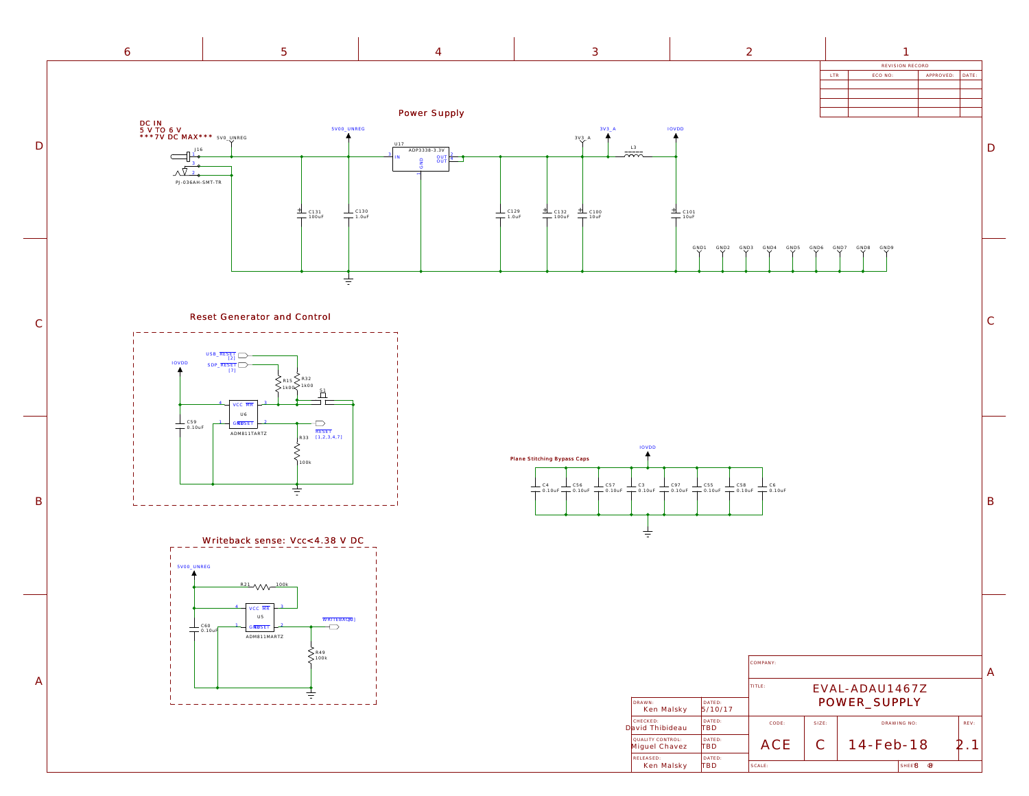## Power Supply

DC IN
5 V TO 6 V
***7V DC MAX***

5V0_UNREG

J16
PJ-036AH-SMT-TR

5V00_UNREG

U17
ADP3338-3.3V
IN
GND
OUT
OUT

C131 100uF
C130 1.0uF
C129 1.0uF
C132 100uF
C100 10uF
C101 10uF

3V3_A
3V3_A
L3
IOVDD

GND1 GND2 GND3 GND4 GND5 GND6 GND7 GND8 GND9

## Reset Generator and Control

IOVDD
USB_RESET [2]
SDP_RESET [7]
R15 1k00
R32 1k00
S1
U6
ADM811TARTZ
VCC MR
GND RESET
C59 0.10uF
RESET [1,2,3,4,7]
R33 100k

## Writeback sense: Vcc<4.38 V DC

5V00_UNREG
R21 100k
U5
ADM811MARTZ
VCC MR
GND RESET
C60 0.10uF
WRITEBACK [8]
R49 100k

### Plane Stitching Bypass Caps

IOVDD
C4 0.10uF
C56 0.10uF
C57 0.10uF
C3 0.10uF
C97 0.10uF
C55 0.10uF
C58 0.10uF
C6 0.10uF

| REVISION RECORD | | | |
|---|---|---|---|
| LTR | ECO NO: | APPROVED: | DATE: |

| | |
|---|---|
| DRAWN: Ken Malsky | DATED: 5/10/17 |
| CHECKED: David Thibideau | DATED: TBD |
| QUALITY CONTROL: Miguel Chavez | DATED: TBD |
| RELEASED: Ken Malsky | DATED: TBD |

COMPANY:

TITLE: EVAL-ADAU1467Z POWER_SUPPLY

| CODE: | SIZE: | DRAWING NO: | REV: |
|---|---|---|---|
| ACE | C | 14-Feb-18 | 2.1 |

SCALE: